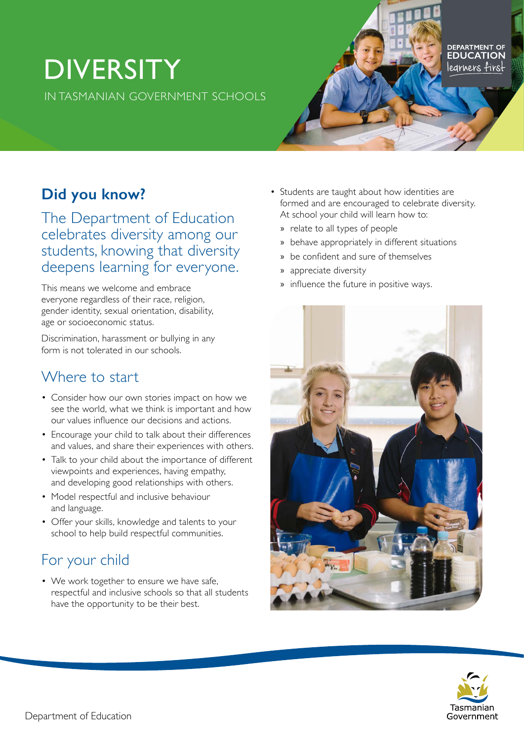# DIVERSITY

IN TASMANIAN GOVERNMENT SCHOOLS

DEPARTMENT OF EDUCATION
learners first

## Did you know?

### The Department of Education celebrates diversity among our students, knowing that diversity deepens learning for everyone.

This means we welcome and embrace everyone regardless of their race, religion, gender identity, sexual orientation, disability, age or socioeconomic status.

Discrimination, harassment or bullying in any form is not tolerated in our schools.

## Where to start

- Consider how our own stories impact on how we see the world, what we think is important and how our values influence our decisions and actions.
- Encourage your child to talk about their differences and values, and share their experiences with others.
- Talk to your child about the importance of different viewpoints and experiences, having empathy, and developing good relationships with others.
- Model respectful and inclusive behaviour and language.
- Offer your skills, knowledge and talents to your school to help build respectful communities.

## For your child

- We work together to ensure we have safe, respectful and inclusive schools so that all students have the opportunity to be their best.
- Students are taught about how identities are formed and are encouraged to celebrate diversity. At school your child will learn how to:
  - relate to all types of people
  - behave appropriately in different situations
  - be confident and sure of themselves
  - appreciate diversity
  - influence the future in positive ways.

Department of Education

Tasmanian Government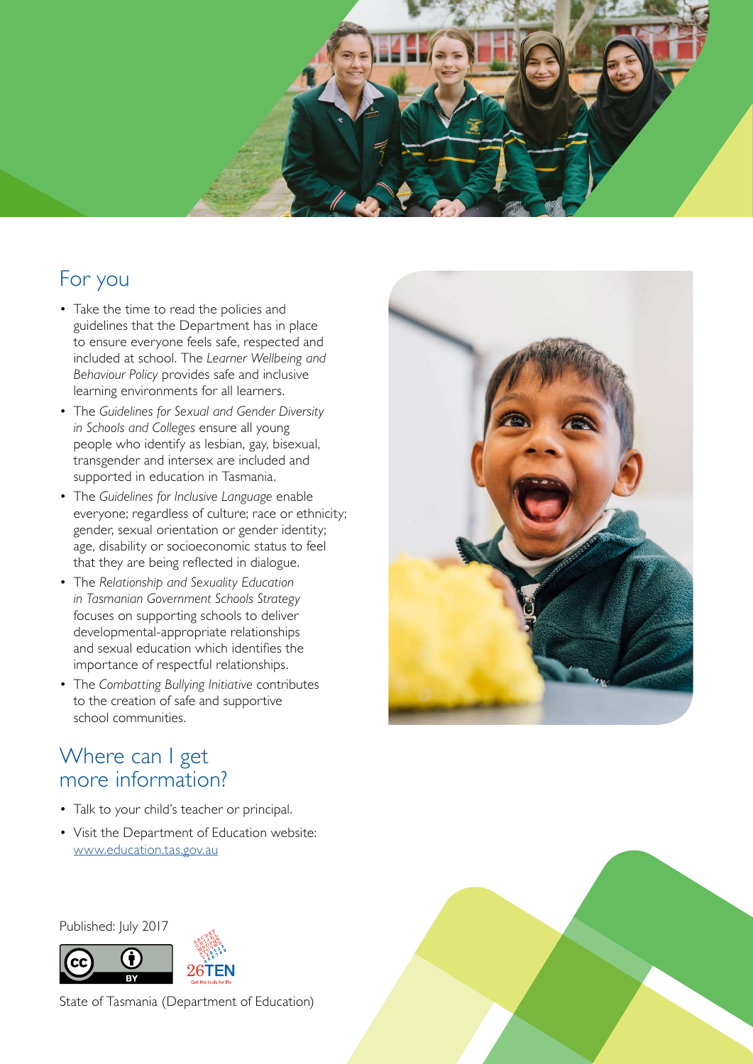## For you

- Take the time to read the policies and guidelines that the Department has in place to ensure everyone feels safe, respected and included at school. The *Learner Wellbeing and Behaviour Policy* provides safe and inclusive learning environments for all learners.
- The *Guidelines for Sexual and Gender Diversity in Schools and Colleges* ensure all young people who identify as lesbian, gay, bisexual, transgender and intersex are included and supported in education in Tasmania.
- The *Guidelines for Inclusive Language* enable everyone; regardless of culture; race or ethnicity; gender, sexual orientation or gender identity; age, disability or socioeconomic status to feel that they are being reflected in dialogue.
- The *Relationship and Sexuality Education in Tasmanian Government Schools Strategy* focuses on supporting schools to deliver developmental-appropriate relationships and sexual education which identifies the importance of respectful relationships.
- The *Combatting Bullying Initiative* contributes to the creation of safe and supportive school communities.

## Where can I get more information?

- Talk to your child's teacher or principal.
- Visit the Department of Education website: [www.education.tas.gov.au](http://www.education.tas.gov.au)

Published: July 2017

State of Tasmania (Department of Education)